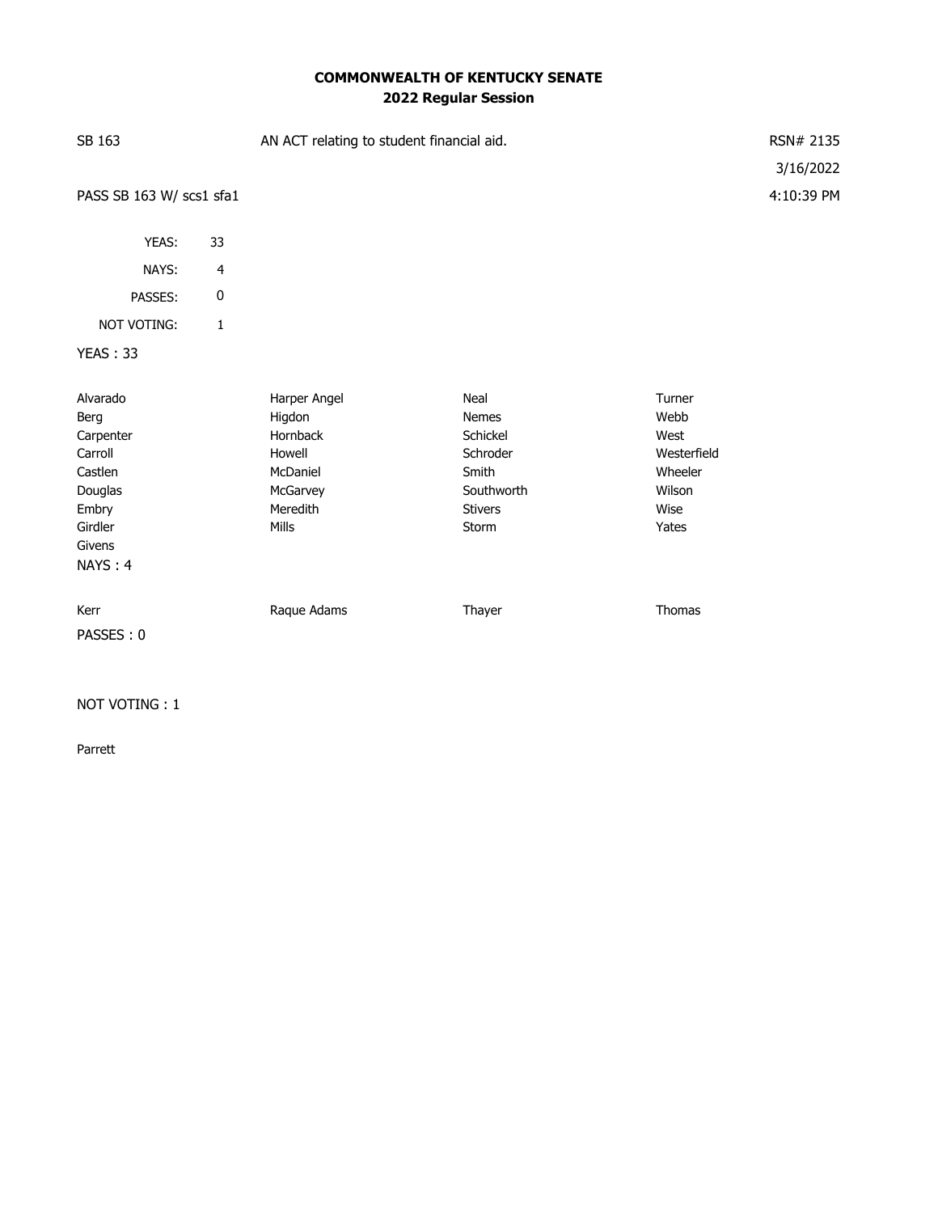**COMMONWEALTH OF KENTUCKY SENATE**
**2022 Regular Session**

SB 163 AN ACT relating to student financial aid. RSN# 2135

3/16/2022

PASS SB 163 W/ scs1 sfa1 4:10:39 PM

| | |
|---|---|
| YEAS: | 33 |
| NAYS: | 4 |
| PASSES: | 0 |
| NOT VOTING: | 1 |

YEAS : 33

| | | | |
|---|---|---|---|
| Alvarado | Harper Angel | Neal | Turner |
| Berg | Higdon | Nemes | Webb |
| Carpenter | Hornback | Schickel | West |
| Carroll | Howell | Schroder | Westerfield |
| Castlen | McDaniel | Smith | Wheeler |
| Douglas | McGarvey | Southworth | Wilson |
| Embry | Meredith | Stivers | Wise |
| Girdler | Mills | Storm | Yates |
| Givens | | | |

NAYS : 4

| | | | |
|---|---|---|---|
| Kerr | Raque Adams | Thayer | Thomas |

PASSES : 0

NOT VOTING : 1

Parrett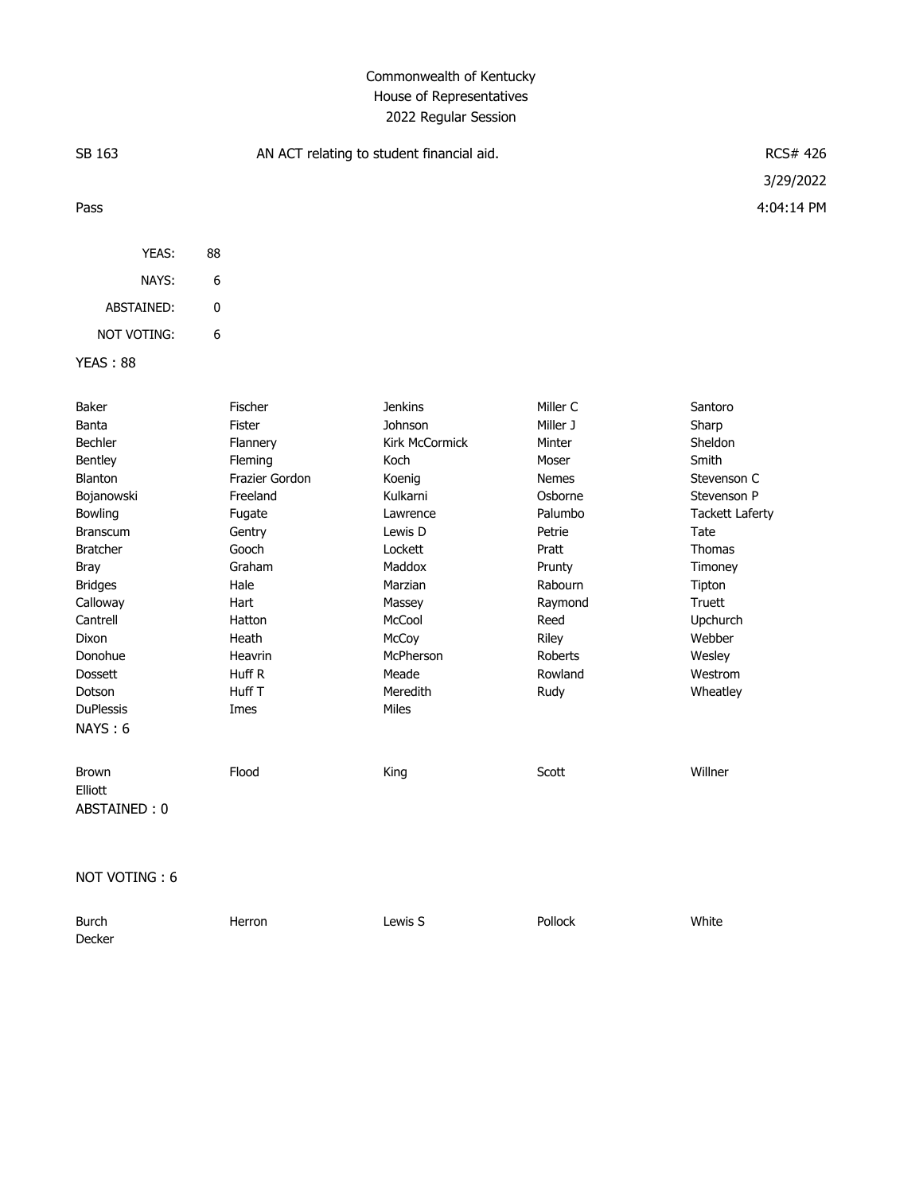Commonwealth of Kentucky
House of Representatives
2022 Regular Session

SB 163 | AN ACT relating to student financial aid. | RCS# 426

3/29/2022

Pass | 4:04:14 PM

| | |
|---|---|
| YEAS: | 88 |
| NAYS: | 6 |
| ABSTAINED: | 0 |
| NOT VOTING: | 6 |

YEAS : 88

| | | | | |
|---|---|---|---|---|
| Baker | Fischer | Jenkins | Miller C | Santoro |
| Banta | Fister | Johnson | Miller J | Sharp |
| Bechler | Flannery | Kirk McCormick | Minter | Sheldon |
| Bentley | Fleming | Koch | Moser | Smith |
| Blanton | Frazier Gordon | Koenig | Nemes | Stevenson C |
| Bojanowski | Freeland | Kulkarni | Osborne | Stevenson P |
| Bowling | Fugate | Lawrence | Palumbo | Tackett Laferty |
| Branscum | Gentry | Lewis D | Petrie | Tate |
| Bratcher | Gooch | Lockett | Pratt | Thomas |
| Bray | Graham | Maddox | Prunty | Timoney |
| Bridges | Hale | Marzian | Rabourn | Tipton |
| Calloway | Hart | Massey | Raymond | Truett |
| Cantrell | Hatton | McCool | Reed | Upchurch |
| Dixon | Heath | McCoy | Riley | Webber |
| Donohue | Heavrin | McPherson | Roberts | Wesley |
| Dossett | Huff R | Meade | Rowland | Westrom |
| Dotson | Huff T | Meredith | Rudy | Wheatley |
| DuPlessis | Imes | Miles | | |

NAYS : 6

| | | | | |
|---|---|---|---|---|
| Brown | Flood | King | Scott | Willner |
| Elliott | | | | |

ABSTAINED : 0

NOT VOTING : 6

| | | | | |
|---|---|---|---|---|
| Burch | Herron | Lewis S | Pollock | White |
| Decker | | | | |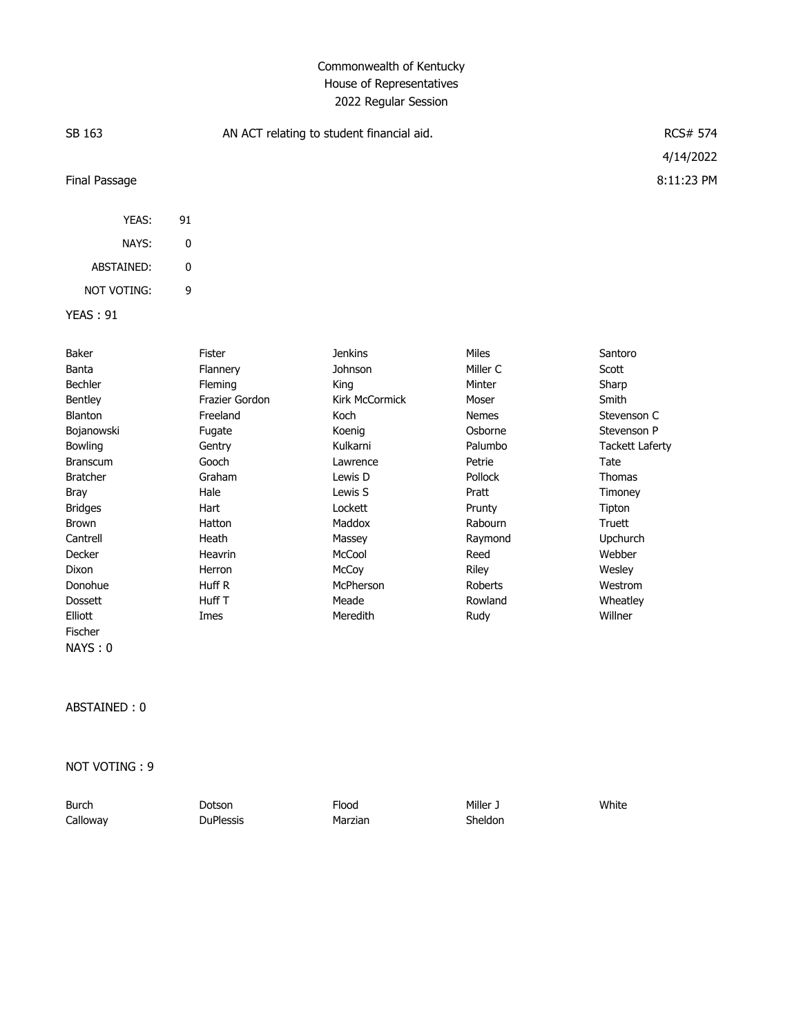Commonwealth of Kentucky
House of Representatives
2022 Regular Session

SB 163 — AN ACT relating to student financial aid. — RCS# 574

4/14/2022

Final Passage — 8:11:23 PM

| | |
|---|---|
| YEAS: | 91 |
| NAYS: | 0 |
| ABSTAINED: | 0 |
| NOT VOTING: | 9 |

YEAS : 91

| | | | | |
|---|---|---|---|---|
| Baker | Fister | Jenkins | Miles | Santoro |
| Banta | Flannery | Johnson | Miller C | Scott |
| Bechler | Fleming | King | Minter | Sharp |
| Bentley | Frazier Gordon | Kirk McCormick | Moser | Smith |
| Blanton | Freeland | Koch | Nemes | Stevenson C |
| Bojanowski | Fugate | Koenig | Osborne | Stevenson P |
| Bowling | Gentry | Kulkarni | Palumbo | Tackett Laferty |
| Branscum | Gooch | Lawrence | Petrie | Tate |
| Bratcher | Graham | Lewis D | Pollock | Thomas |
| Bray | Hale | Lewis S | Pratt | Timoney |
| Bridges | Hart | Lockett | Prunty | Tipton |
| Brown | Hatton | Maddox | Rabourn | Truett |
| Cantrell | Heath | Massey | Raymond | Upchurch |
| Decker | Heavrin | McCool | Reed | Webber |
| Dixon | Herron | McCoy | Riley | Wesley |
| Donohue | Huff R | McPherson | Roberts | Westrom |
| Dossett | Huff T | Meade | Rowland | Wheatley |
| Elliott | Imes | Meredith | Rudy | Willner |
| Fischer | | | | |

NAYS : 0

ABSTAINED : 0

NOT VOTING : 9

| | | | | |
|---|---|---|---|---|
| Burch | Dotson | Flood | Miller J | White |
| Calloway | DuPlessis | Marzian | Sheldon | |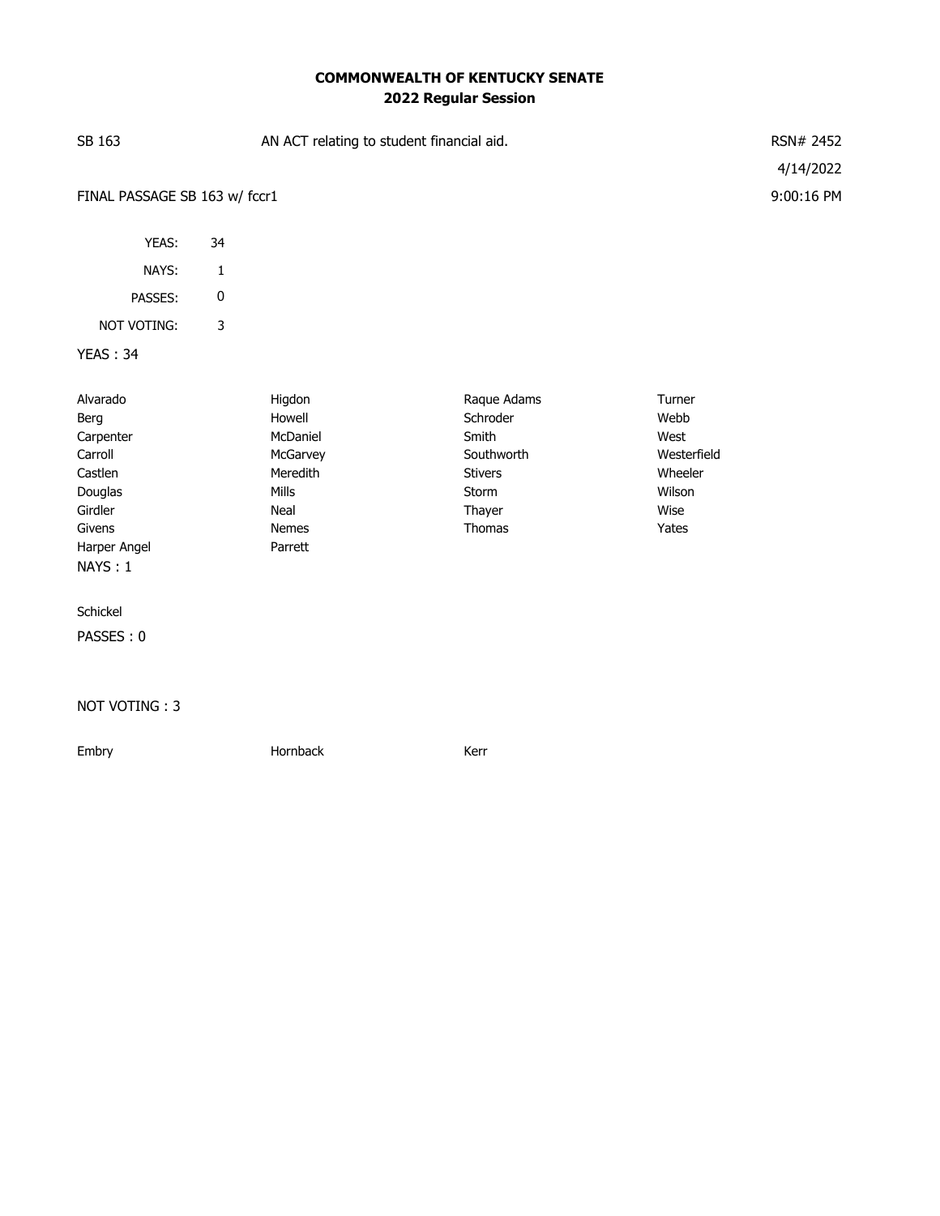**COMMONWEALTH OF KENTUCKY SENATE**
**2022 Regular Session**

SB 163 AN ACT relating to student financial aid. RSN# 2452

4/14/2022

FINAL PASSAGE SB 163 w/ fccr1 9:00:16 PM

| | |
|---|---|
| YEAS: | 34 |
| NAYS: | 1 |
| PASSES: | 0 |
| NOT VOTING: | 3 |

YEAS : 34

| | | | |
|---|---|---|---|
| Alvarado | Higdon | Raque Adams | Turner |
| Berg | Howell | Schroder | Webb |
| Carpenter | McDaniel | Smith | West |
| Carroll | McGarvey | Southworth | Westerfield |
| Castlen | Meredith | Stivers | Wheeler |
| Douglas | Mills | Storm | Wilson |
| Girdler | Neal | Thayer | Wise |
| Givens | Nemes | Thomas | Yates |
| Harper Angel | Parrett | | |

NAYS : 1

Schickel

PASSES : 0

NOT VOTING : 3

| | | |
|---|---|---|
| Embry | Hornback | Kerr |